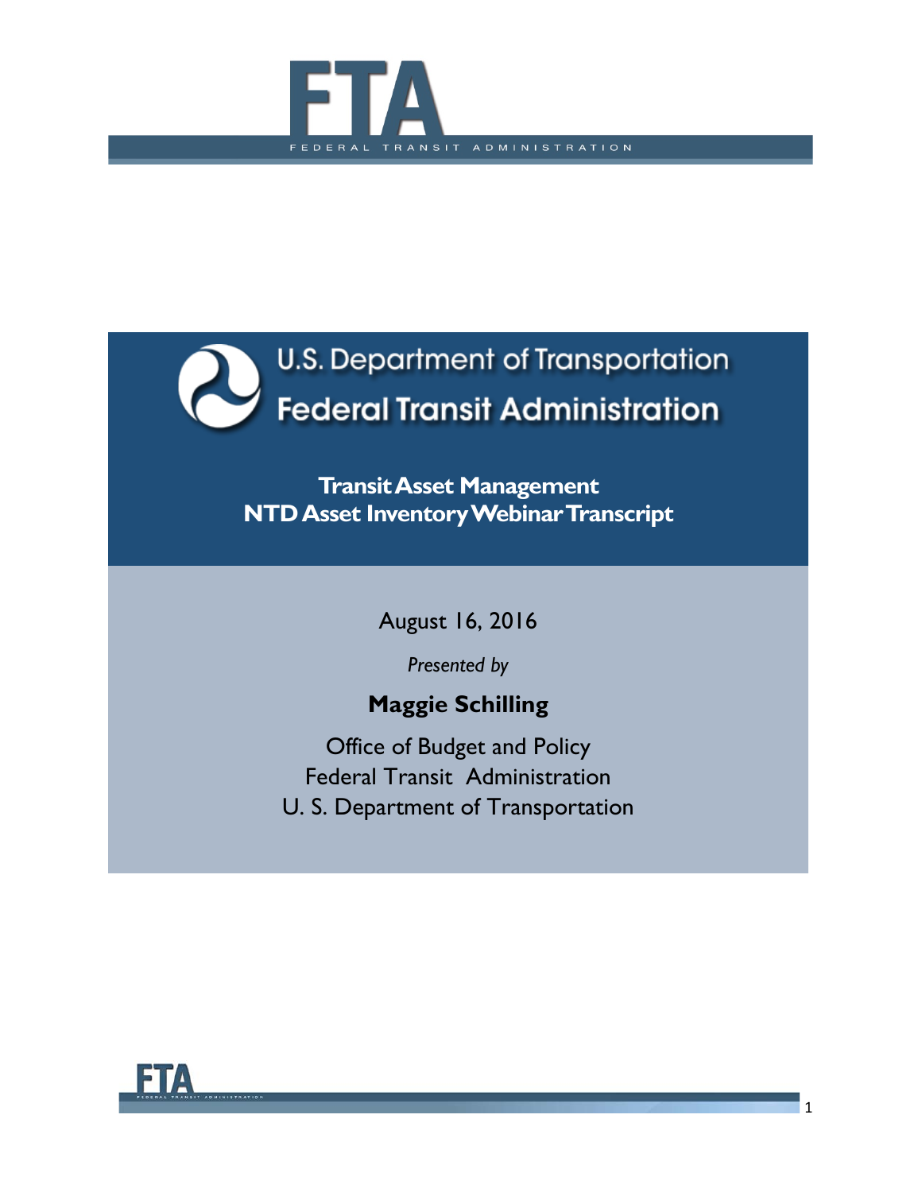# FTA

FEDERAL TRANSIT ADMINISTRATION

## U.S. Department of Transportation
## Federal Transit Administration

**Transit Asset Management**
**NTD Asset Inventory Webinar Transcript**

August 16, 2016

*Presented by*

**Maggie Schilling**

Office of Budget and Policy
Federal Transit Administration
U. S. Department of Transportation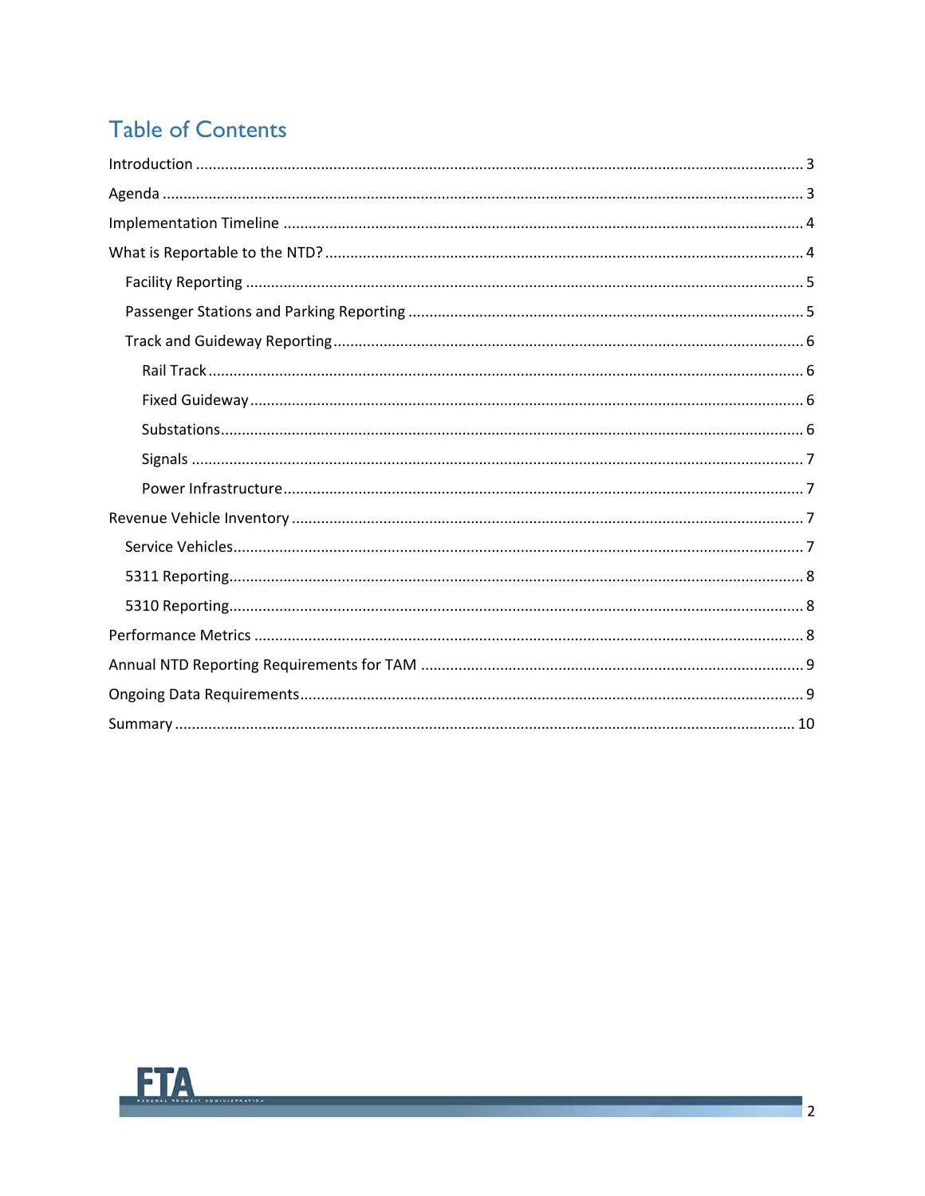# Table of Contents

- Introduction ..... 3
- Agenda ..... 3
- Implementation Timeline ..... 4
- What is Reportable to the NTD? ..... 4
  - Facility Reporting ..... 5
  - Passenger Stations and Parking Reporting ..... 5
  - Track and Guideway Reporting ..... 6
    - Rail Track ..... 6
    - Fixed Guideway ..... 6
    - Substations ..... 6
    - Signals ..... 7
    - Power Infrastructure ..... 7
- Revenue Vehicle Inventory ..... 7
  - Service Vehicles ..... 7
  - 5311 Reporting ..... 8
  - 5310 Reporting ..... 8
- Performance Metrics ..... 8
- Annual NTD Reporting Requirements for TAM ..... 9
- Ongoing Data Requirements ..... 9
- Summary ..... 10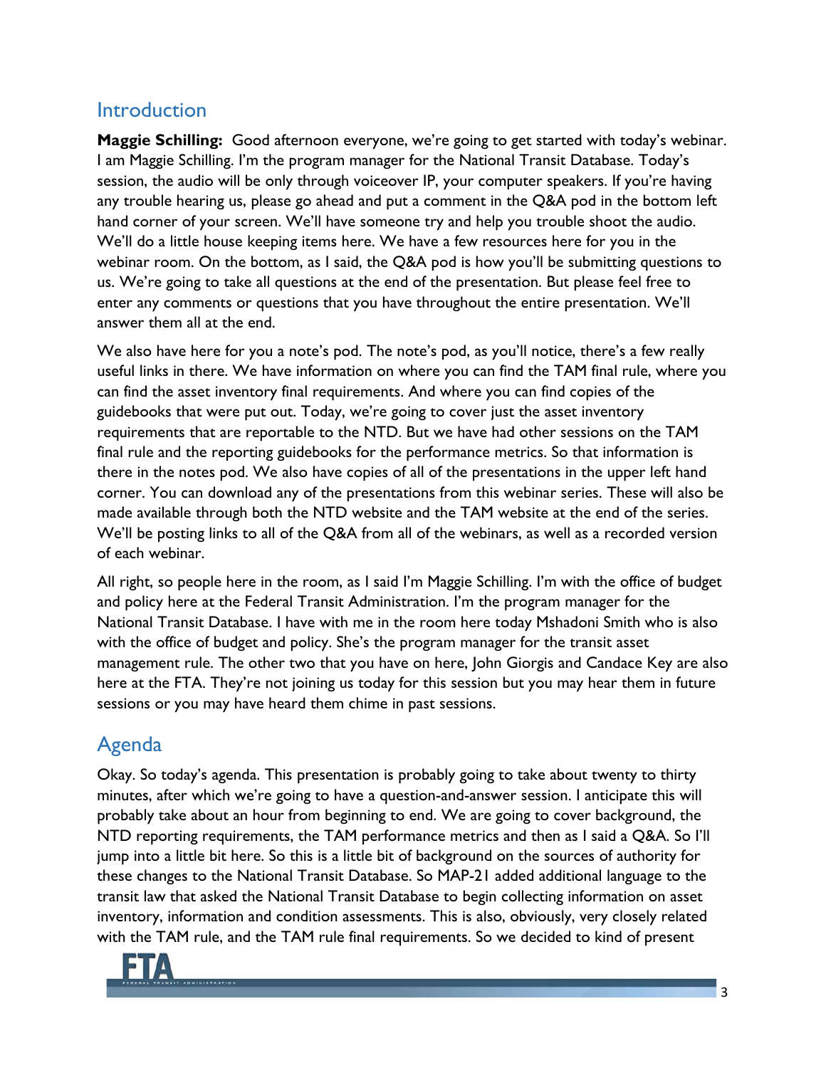## Introduction

**Maggie Schilling:** Good afternoon everyone, we're going to get started with today's webinar. I am Maggie Schilling. I'm the program manager for the National Transit Database. Today's session, the audio will be only through voiceover IP, your computer speakers. If you're having any trouble hearing us, please go ahead and put a comment in the Q&A pod in the bottom left hand corner of your screen. We'll have someone try and help you trouble shoot the audio. We'll do a little house keeping items here. We have a few resources here for you in the webinar room. On the bottom, as I said, the Q&A pod is how you'll be submitting questions to us. We're going to take all questions at the end of the presentation. But please feel free to enter any comments or questions that you have throughout the entire presentation. We'll answer them all at the end.

We also have here for you a note's pod. The note's pod, as you'll notice, there's a few really useful links in there. We have information on where you can find the TAM final rule, where you can find the asset inventory final requirements. And where you can find copies of the guidebooks that were put out. Today, we're going to cover just the asset inventory requirements that are reportable to the NTD. But we have had other sessions on the TAM final rule and the reporting guidebooks for the performance metrics. So that information is there in the notes pod. We also have copies of all of the presentations in the upper left hand corner. You can download any of the presentations from this webinar series. These will also be made available through both the NTD website and the TAM website at the end of the series. We'll be posting links to all of the Q&A from all of the webinars, as well as a recorded version of each webinar.

All right, so people here in the room, as I said I'm Maggie Schilling. I'm with the office of budget and policy here at the Federal Transit Administration. I'm the program manager for the National Transit Database. I have with me in the room here today Mshadoni Smith who is also with the office of budget and policy. She's the program manager for the transit asset management rule. The other two that you have on here, John Giorgis and Candace Key are also here at the FTA. They're not joining us today for this session but you may hear them in future sessions or you may have heard them chime in past sessions.

## Agenda

Okay. So today's agenda. This presentation is probably going to take about twenty to thirty minutes, after which we're going to have a question-and-answer session. I anticipate this will probably take about an hour from beginning to end. We are going to cover background, the NTD reporting requirements, the TAM performance metrics and then as I said a Q&A. So I'll jump into a little bit here. So this is a little bit of background on the sources of authority for these changes to the National Transit Database. So MAP-21 added additional language to the transit law that asked the National Transit Database to begin collecting information on asset inventory, information and condition assessments. This is also, obviously, very closely related with the TAM rule, and the TAM rule final requirements. So we decided to kind of present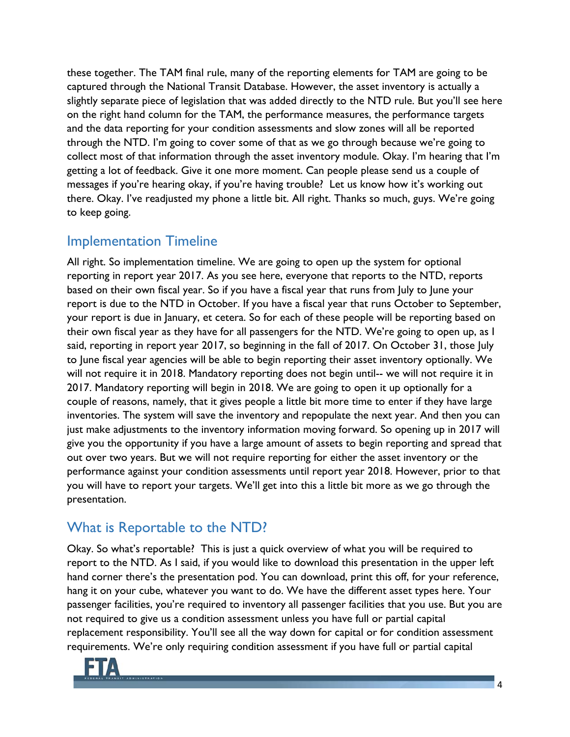these together. The TAM final rule, many of the reporting elements for TAM are going to be captured through the National Transit Database. However, the asset inventory is actually a slightly separate piece of legislation that was added directly to the NTD rule. But you'll see here on the right hand column for the TAM, the performance measures, the performance targets and the data reporting for your condition assessments and slow zones will all be reported through the NTD. I'm going to cover some of that as we go through because we're going to collect most of that information through the asset inventory module. Okay. I'm hearing that I'm getting a lot of feedback. Give it one more moment. Can people please send us a couple of messages if you're hearing okay, if you're having trouble? Let us know how it's working out there. Okay. I've readjusted my phone a little bit. All right. Thanks so much, guys. We're going to keep going.

## Implementation Timeline

All right. So implementation timeline. We are going to open up the system for optional reporting in report year 2017. As you see here, everyone that reports to the NTD, reports based on their own fiscal year. So if you have a fiscal year that runs from July to June your report is due to the NTD in October. If you have a fiscal year that runs October to September, your report is due in January, et cetera. So for each of these people will be reporting based on their own fiscal year as they have for all passengers for the NTD. We're going to open up, as I said, reporting in report year 2017, so beginning in the fall of 2017. On October 31, those July to June fiscal year agencies will be able to begin reporting their asset inventory optionally. We will not require it in 2018. Mandatory reporting does not begin until-- we will not require it in 2017. Mandatory reporting will begin in 2018. We are going to open it up optionally for a couple of reasons, namely, that it gives people a little bit more time to enter if they have large inventories. The system will save the inventory and repopulate the next year. And then you can just make adjustments to the inventory information moving forward. So opening up in 2017 will give you the opportunity if you have a large amount of assets to begin reporting and spread that out over two years. But we will not require reporting for either the asset inventory or the performance against your condition assessments until report year 2018. However, prior to that you will have to report your targets. We'll get into this a little bit more as we go through the presentation.

## What is Reportable to the NTD?

Okay. So what's reportable? This is just a quick overview of what you will be required to report to the NTD. As I said, if you would like to download this presentation in the upper left hand corner there's the presentation pod. You can download, print this off, for your reference, hang it on your cube, whatever you want to do. We have the different asset types here. Your passenger facilities, you're required to inventory all passenger facilities that you use. But you are not required to give us a condition assessment unless you have full or partial capital replacement responsibility. You'll see all the way down for capital or for condition assessment requirements. We're only requiring condition assessment if you have full or partial capital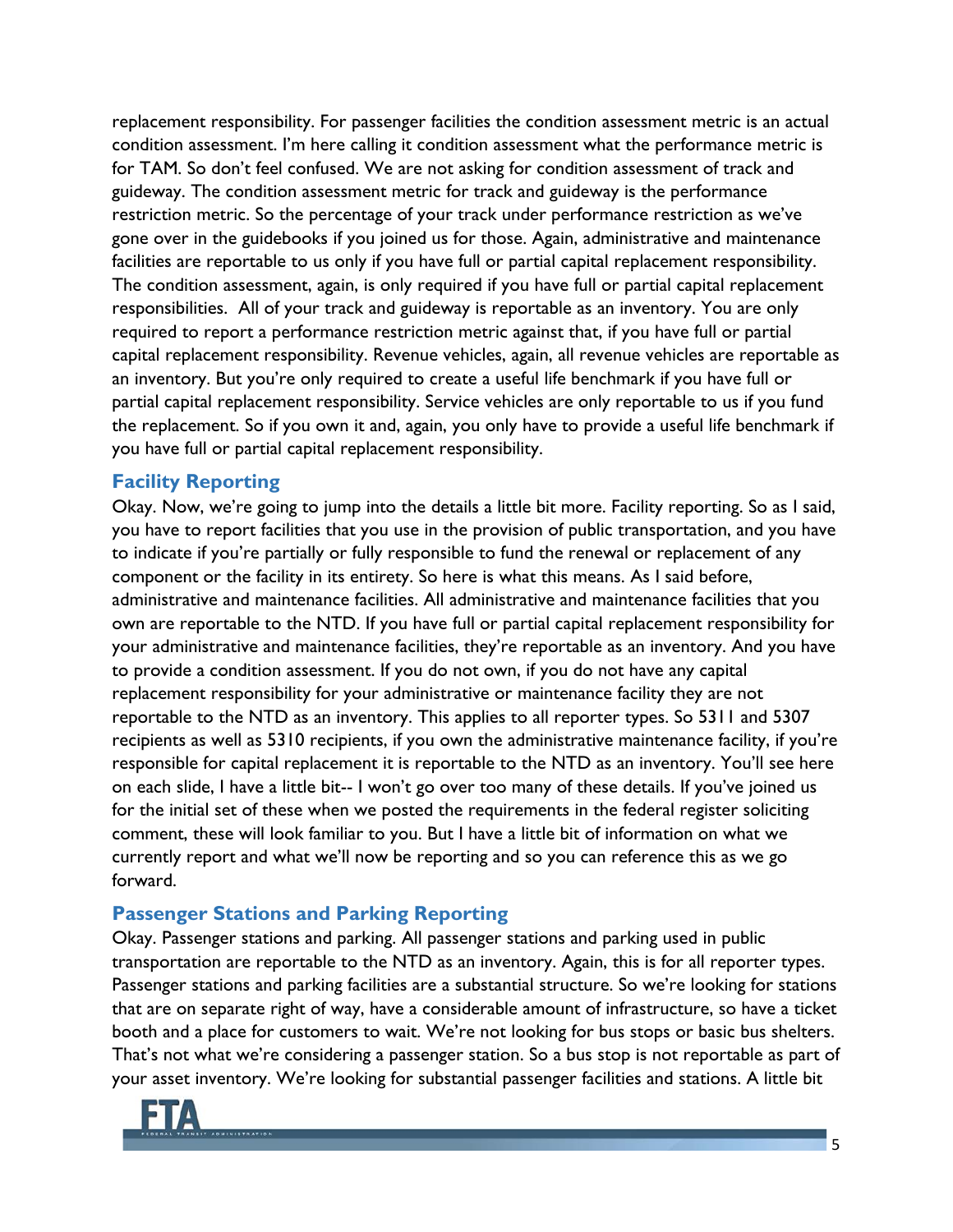replacement responsibility. For passenger facilities the condition assessment metric is an actual condition assessment. I'm here calling it condition assessment what the performance metric is for TAM. So don't feel confused. We are not asking for condition assessment of track and guideway. The condition assessment metric for track and guideway is the performance restriction metric. So the percentage of your track under performance restriction as we've gone over in the guidebooks if you joined us for those. Again, administrative and maintenance facilities are reportable to us only if you have full or partial capital replacement responsibility. The condition assessment, again, is only required if you have full or partial capital replacement responsibilities. All of your track and guideway is reportable as an inventory. You are only required to report a performance restriction metric against that, if you have full or partial capital replacement responsibility. Revenue vehicles, again, all revenue vehicles are reportable as an inventory. But you're only required to create a useful life benchmark if you have full or partial capital replacement responsibility. Service vehicles are only reportable to us if you fund the replacement. So if you own it and, again, you only have to provide a useful life benchmark if you have full or partial capital replacement responsibility.

## Facility Reporting

Okay. Now, we're going to jump into the details a little bit more. Facility reporting. So as I said, you have to report facilities that you use in the provision of public transportation, and you have to indicate if you're partially or fully responsible to fund the renewal or replacement of any component or the facility in its entirety. So here is what this means. As I said before, administrative and maintenance facilities. All administrative and maintenance facilities that you own are reportable to the NTD. If you have full or partial capital replacement responsibility for your administrative and maintenance facilities, they're reportable as an inventory. And you have to provide a condition assessment. If you do not own, if you do not have any capital replacement responsibility for your administrative or maintenance facility they are not reportable to the NTD as an inventory. This applies to all reporter types. So 5311 and 5307 recipients as well as 5310 recipients, if you own the administrative maintenance facility, if you're responsible for capital replacement it is reportable to the NTD as an inventory. You'll see here on each slide, I have a little bit-- I won't go over too many of these details. If you've joined us for the initial set of these when we posted the requirements in the federal register soliciting comment, these will look familiar to you. But I have a little bit of information on what we currently report and what we'll now be reporting and so you can reference this as we go forward.

## Passenger Stations and Parking Reporting

Okay. Passenger stations and parking. All passenger stations and parking used in public transportation are reportable to the NTD as an inventory. Again, this is for all reporter types. Passenger stations and parking facilities are a substantial structure. So we're looking for stations that are on separate right of way, have a considerable amount of infrastructure, so have a ticket booth and a place for customers to wait. We're not looking for bus stops or basic bus shelters. That's not what we're considering a passenger station. So a bus stop is not reportable as part of your asset inventory. We're looking for substantial passenger facilities and stations. A little bit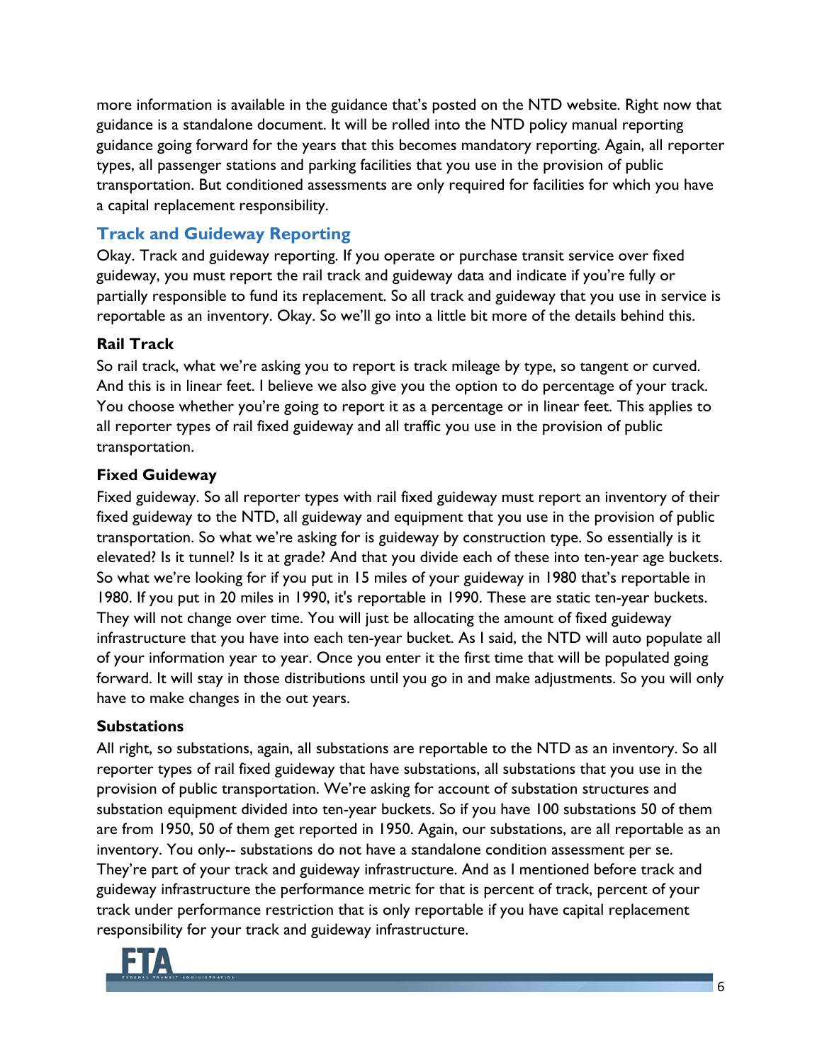more information is available in the guidance that's posted on the NTD website. Right now that guidance is a standalone document. It will be rolled into the NTD policy manual reporting guidance going forward for the years that this becomes mandatory reporting. Again, all reporter types, all passenger stations and parking facilities that you use in the provision of public transportation. But conditioned assessments are only required for facilities for which you have a capital replacement responsibility.

## Track and Guideway Reporting

Okay. Track and guideway reporting. If you operate or purchase transit service over fixed guideway, you must report the rail track and guideway data and indicate if you're fully or partially responsible to fund its replacement. So all track and guideway that you use in service is reportable as an inventory. Okay. So we'll go into a little bit more of the details behind this.

### Rail Track

So rail track, what we're asking you to report is track mileage by type, so tangent or curved. And this is in linear feet. I believe we also give you the option to do percentage of your track. You choose whether you're going to report it as a percentage or in linear feet. This applies to all reporter types of rail fixed guideway and all traffic you use in the provision of public transportation.

### Fixed Guideway

Fixed guideway. So all reporter types with rail fixed guideway must report an inventory of their fixed guideway to the NTD, all guideway and equipment that you use in the provision of public transportation. So what we're asking for is guideway by construction type. So essentially is it elevated? Is it tunnel? Is it at grade? And that you divide each of these into ten-year age buckets. So what we're looking for if you put in 15 miles of your guideway in 1980 that's reportable in 1980. If you put in 20 miles in 1990, it's reportable in 1990. These are static ten-year buckets. They will not change over time. You will just be allocating the amount of fixed guideway infrastructure that you have into each ten-year bucket. As I said, the NTD will auto populate all of your information year to year. Once you enter it the first time that will be populated going forward. It will stay in those distributions until you go in and make adjustments. So you will only have to make changes in the out years.

### Substations

All right, so substations, again, all substations are reportable to the NTD as an inventory. So all reporter types of rail fixed guideway that have substations, all substations that you use in the provision of public transportation. We're asking for account of substation structures and substation equipment divided into ten-year buckets. So if you have 100 substations 50 of them are from 1950, 50 of them get reported in 1950. Again, our substations, are all reportable as an inventory. You only-- substations do not have a standalone condition assessment per se. They're part of your track and guideway infrastructure. And as I mentioned before track and guideway infrastructure the performance metric for that is percent of track, percent of your track under performance restriction that is only reportable if you have capital replacement responsibility for your track and guideway infrastructure.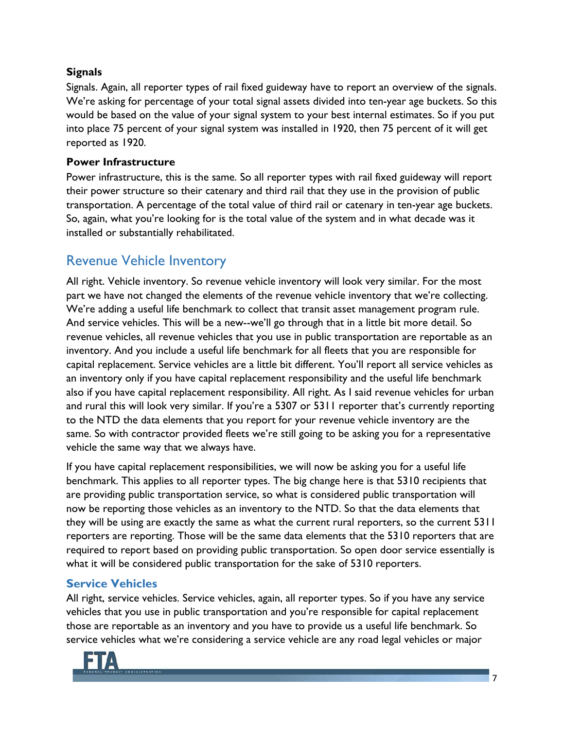### Signals

Signals. Again, all reporter types of rail fixed guideway have to report an overview of the signals. We're asking for percentage of your total signal assets divided into ten-year age buckets. So this would be based on the value of your signal system to your best internal estimates. So if you put into place 75 percent of your signal system was installed in 1920, then 75 percent of it will get reported as 1920.

### Power Infrastructure

Power infrastructure, this is the same. So all reporter types with rail fixed guideway will report their power structure so their catenary and third rail that they use in the provision of public transportation. A percentage of the total value of third rail or catenary in ten-year age buckets. So, again, what you're looking for is the total value of the system and in what decade was it installed or substantially rehabilitated.

## Revenue Vehicle Inventory

All right. Vehicle inventory. So revenue vehicle inventory will look very similar. For the most part we have not changed the elements of the revenue vehicle inventory that we're collecting. We're adding a useful life benchmark to collect that transit asset management program rule. And service vehicles. This will be a new--we'll go through that in a little bit more detail. So revenue vehicles, all revenue vehicles that you use in public transportation are reportable as an inventory. And you include a useful life benchmark for all fleets that you are responsible for capital replacement. Service vehicles are a little bit different. You'll report all service vehicles as an inventory only if you have capital replacement responsibility and the useful life benchmark also if you have capital replacement responsibility. All right. As I said revenue vehicles for urban and rural this will look very similar. If you're a 5307 or 5311 reporter that's currently reporting to the NTD the data elements that you report for your revenue vehicle inventory are the same. So with contractor provided fleets we're still going to be asking you for a representative vehicle the same way that we always have.

If you have capital replacement responsibilities, we will now be asking you for a useful life benchmark. This applies to all reporter types. The big change here is that 5310 recipients that are providing public transportation service, so what is considered public transportation will now be reporting those vehicles as an inventory to the NTD. So that the data elements that they will be using are exactly the same as what the current rural reporters, so the current 5311 reporters are reporting. Those will be the same data elements that the 5310 reporters that are required to report based on providing public transportation. So open door service essentially is what it will be considered public transportation for the sake of 5310 reporters.

### Service Vehicles

All right, service vehicles. Service vehicles, again, all reporter types. So if you have any service vehicles that you use in public transportation and you're responsible for capital replacement those are reportable as an inventory and you have to provide us a useful life benchmark. So service vehicles what we're considering a service vehicle are any road legal vehicles or major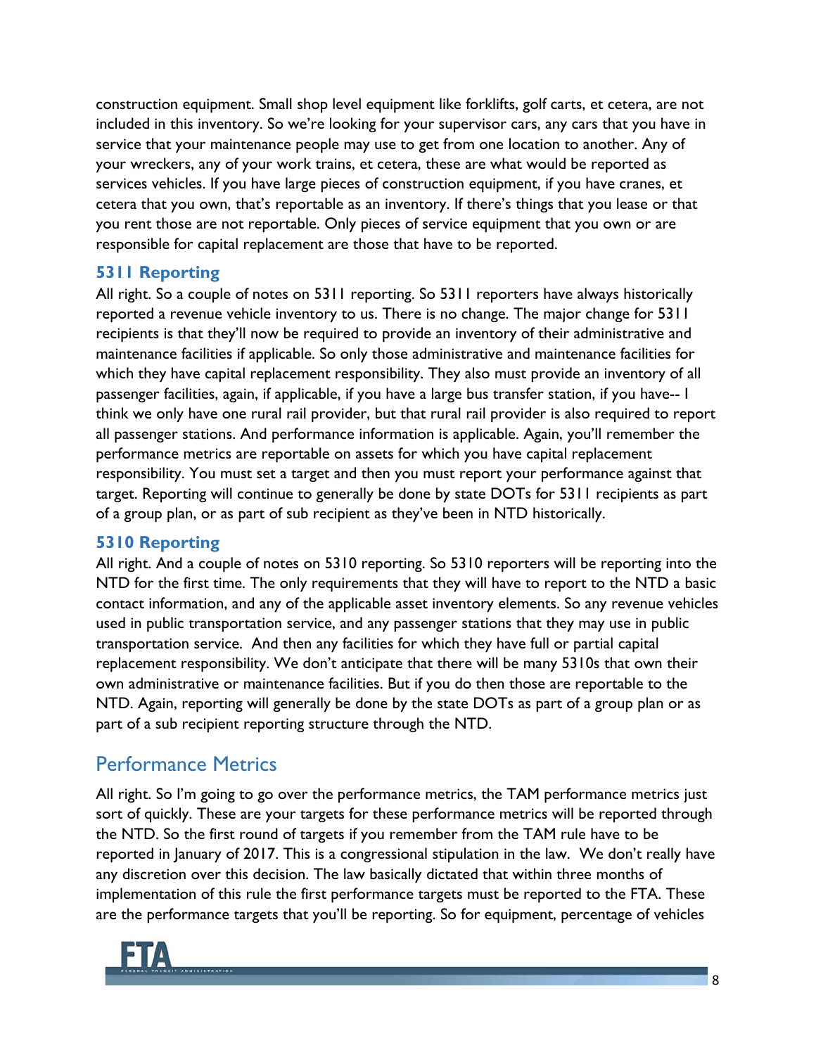construction equipment. Small shop level equipment like forklifts, golf carts, et cetera, are not included in this inventory. So we're looking for your supervisor cars, any cars that you have in service that your maintenance people may use to get from one location to another. Any of your wreckers, any of your work trains, et cetera, these are what would be reported as services vehicles. If you have large pieces of construction equipment, if you have cranes, et cetera that you own, that's reportable as an inventory. If there's things that you lease or that you rent those are not reportable. Only pieces of service equipment that you own or are responsible for capital replacement are those that have to be reported.

### 5311 Reporting

All right. So a couple of notes on 5311 reporting. So 5311 reporters have always historically reported a revenue vehicle inventory to us. There is no change. The major change for 5311 recipients is that they'll now be required to provide an inventory of their administrative and maintenance facilities if applicable. So only those administrative and maintenance facilities for which they have capital replacement responsibility. They also must provide an inventory of all passenger facilities, again, if applicable, if you have a large bus transfer station, if you have-- I think we only have one rural rail provider, but that rural rail provider is also required to report all passenger stations. And performance information is applicable. Again, you'll remember the performance metrics are reportable on assets for which you have capital replacement responsibility. You must set a target and then you must report your performance against that target. Reporting will continue to generally be done by state DOTs for 5311 recipients as part of a group plan, or as part of sub recipient as they've been in NTD historically.

### 5310 Reporting

All right. And a couple of notes on 5310 reporting. So 5310 reporters will be reporting into the NTD for the first time. The only requirements that they will have to report to the NTD a basic contact information, and any of the applicable asset inventory elements. So any revenue vehicles used in public transportation service, and any passenger stations that they may use in public transportation service. And then any facilities for which they have full or partial capital replacement responsibility. We don't anticipate that there will be many 5310s that own their own administrative or maintenance facilities. But if you do then those are reportable to the NTD. Again, reporting will generally be done by the state DOTs as part of a group plan or as part of a sub recipient reporting structure through the NTD.

## Performance Metrics

All right. So I'm going to go over the performance metrics, the TAM performance metrics just sort of quickly. These are your targets for these performance metrics will be reported through the NTD. So the first round of targets if you remember from the TAM rule have to be reported in January of 2017. This is a congressional stipulation in the law. We don't really have any discretion over this decision. The law basically dictated that within three months of implementation of this rule the first performance targets must be reported to the FTA. These are the performance targets that you'll be reporting. So for equipment, percentage of vehicles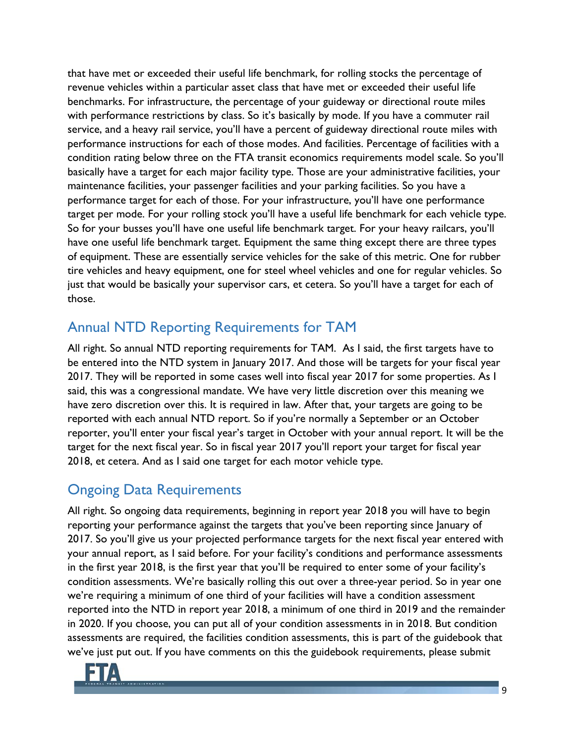that have met or exceeded their useful life benchmark, for rolling stocks the percentage of revenue vehicles within a particular asset class that have met or exceeded their useful life benchmarks. For infrastructure, the percentage of your guideway or directional route miles with performance restrictions by class. So it's basically by mode. If you have a commuter rail service, and a heavy rail service, you'll have a percent of guideway directional route miles with performance instructions for each of those modes. And facilities. Percentage of facilities with a condition rating below three on the FTA transit economics requirements model scale. So you'll basically have a target for each major facility type. Those are your administrative facilities, your maintenance facilities, your passenger facilities and your parking facilities. So you have a performance target for each of those. For your infrastructure, you'll have one performance target per mode. For your rolling stock you'll have a useful life benchmark for each vehicle type. So for your busses you'll have one useful life benchmark target. For your heavy railcars, you'll have one useful life benchmark target. Equipment the same thing except there are three types of equipment. These are essentially service vehicles for the sake of this metric. One for rubber tire vehicles and heavy equipment, one for steel wheel vehicles and one for regular vehicles. So just that would be basically your supervisor cars, et cetera. So you'll have a target for each of those.

## Annual NTD Reporting Requirements for TAM

All right. So annual NTD reporting requirements for TAM. As I said, the first targets have to be entered into the NTD system in January 2017. And those will be targets for your fiscal year 2017. They will be reported in some cases well into fiscal year 2017 for some properties. As I said, this was a congressional mandate. We have very little discretion over this meaning we have zero discretion over this. It is required in law. After that, your targets are going to be reported with each annual NTD report. So if you're normally a September or an October reporter, you'll enter your fiscal year's target in October with your annual report. It will be the target for the next fiscal year. So in fiscal year 2017 you'll report your target for fiscal year 2018, et cetera. And as I said one target for each motor vehicle type.

## Ongoing Data Requirements

All right. So ongoing data requirements, beginning in report year 2018 you will have to begin reporting your performance against the targets that you've been reporting since January of 2017. So you'll give us your projected performance targets for the next fiscal year entered with your annual report, as I said before. For your facility's conditions and performance assessments in the first year 2018, is the first year that you'll be required to enter some of your facility's condition assessments. We're basically rolling this out over a three-year period. So in year one we're requiring a minimum of one third of your facilities will have a condition assessment reported into the NTD in report year 2018, a minimum of one third in 2019 and the remainder in 2020. If you choose, you can put all of your condition assessments in in 2018. But condition assessments are required, the facilities condition assessments, this is part of the guidebook that we've just put out. If you have comments on this the guidebook requirements, please submit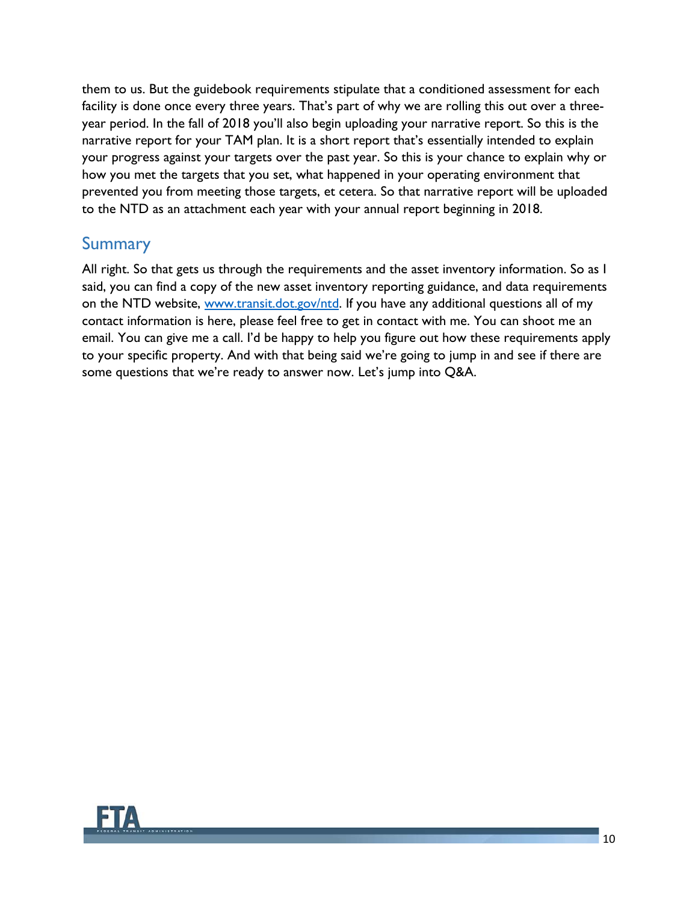them to us. But the guidebook requirements stipulate that a conditioned assessment for each facility is done once every three years. That's part of why we are rolling this out over a three-year period. In the fall of 2018 you'll also begin uploading your narrative report. So this is the narrative report for your TAM plan. It is a short report that's essentially intended to explain your progress against your targets over the past year. So this is your chance to explain why or how you met the targets that you set, what happened in your operating environment that prevented you from meeting those targets, et cetera. So that narrative report will be uploaded to the NTD as an attachment each year with your annual report beginning in 2018.

## Summary

All right. So that gets us through the requirements and the asset inventory information. So as I said, you can find a copy of the new asset inventory reporting guidance, and data requirements on the NTD website, [www.transit.dot.gov/ntd](http://www.transit.dot.gov/ntd). If you have any additional questions all of my contact information is here, please feel free to get in contact with me. You can shoot me an email. You can give me a call. I'd be happy to help you figure out how these requirements apply to your specific property. And with that being said we're going to jump in and see if there are some questions that we're ready to answer now. Let's jump into Q&A.